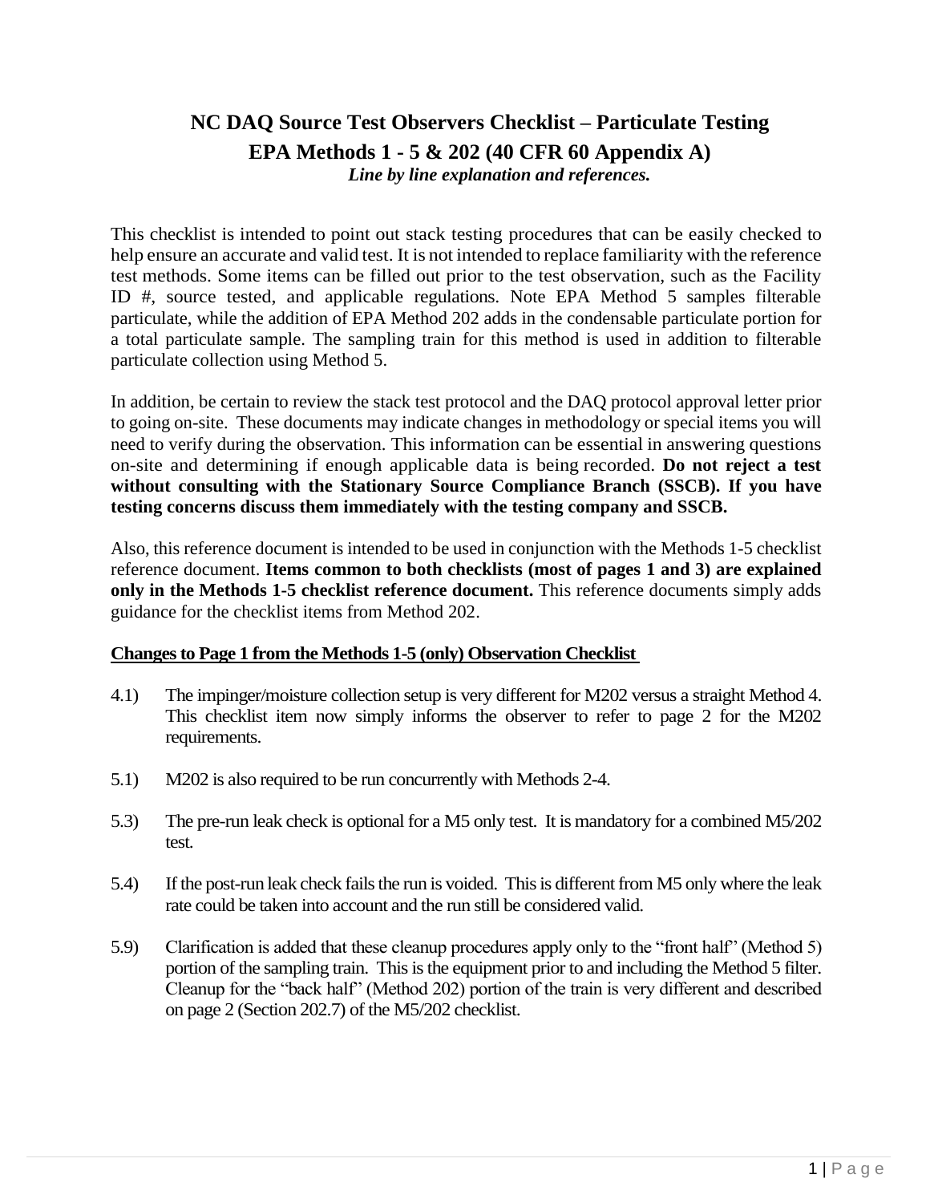# NC DAQ Source Test Observers Checklist – Particulate Testing

## EPA Methods 1 - 5 & 202 (40 CFR 60 Appendix A)

***Line by line explanation and references.***

This checklist is intended to point out stack testing procedures that can be easily checked to help ensure an accurate and valid test. It is not intended to replace familiarity with the reference test methods. Some items can be filled out prior to the test observation, such as the Facility ID #, source tested, and applicable regulations. Note EPA Method 5 samples filterable particulate, while the addition of EPA Method 202 adds in the condensable particulate portion for a total particulate sample. The sampling train for this method is used in addition to filterable particulate collection using Method 5.

In addition, be certain to review the stack test protocol and the DAQ protocol approval letter prior to going on-site. These documents may indicate changes in methodology or special items you will need to verify during the observation. This information can be essential in answering questions on-site and determining if enough applicable data is being recorded. **Do not reject a test without consulting with the Stationary Source Compliance Branch (SSCB). If you have testing concerns discuss them immediately with the testing company and SSCB.**

Also, this reference document is intended to be used in conjunction with the Methods 1-5 checklist reference document. **Items common to both checklists (most of pages 1 and 3) are explained only in the Methods 1-5 checklist reference document.** This reference documents simply adds guidance for the checklist items from Method 202.

**<u>Changes to Page 1 from the Methods 1-5 (only) Observation Checklist</u>**

4.1) The impinger/moisture collection setup is very different for M202 versus a straight Method 4. This checklist item now simply informs the observer to refer to page 2 for the M202 requirements.

5.1) M202 is also required to be run concurrently with Methods 2-4.

5.3) The pre-run leak check is optional for a M5 only test. It is mandatory for a combined M5/202 test.

5.4) If the post-run leak check fails the run is voided. This is different from M5 only where the leak rate could be taken into account and the run still be considered valid.

5.9) Clarification is added that these cleanup procedures apply only to the "front half" (Method 5) portion of the sampling train. This is the equipment prior to and including the Method 5 filter. Cleanup for the "back half" (Method 202) portion of the train is very different and described on page 2 (Section 202.7) of the M5/202 checklist.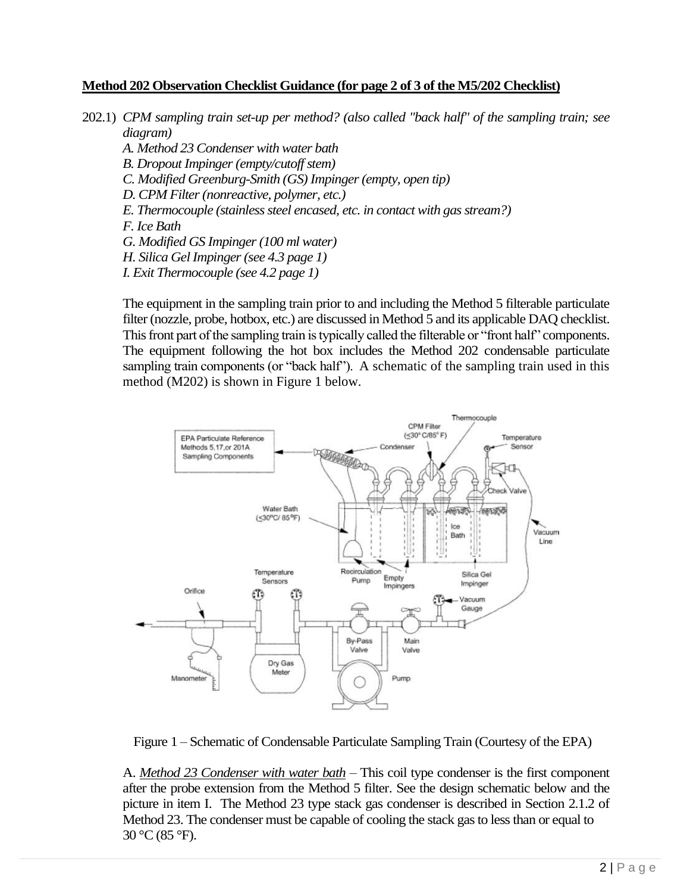**Method 202 Observation Checklist Guidance (for page 2 of 3 of the M5/202 Checklist)**

202.1) *CPM sampling train set-up per method? (also called "back half" of the sampling train; see diagram)*

*A. Method 23 Condenser with water bath*
*B. Dropout Impinger (empty/cutoff stem)*
*C. Modified Greenburg-Smith (GS) Impinger (empty, open tip)*
*D. CPM Filter (nonreactive, polymer, etc.)*
*E. Thermocouple (stainless steel encased, etc. in contact with gas stream?)*
*F. Ice Bath*
*G. Modified GS Impinger (100 ml water)*
*H. Silica Gel Impinger (see 4.3 page 1)*
*I. Exit Thermocouple (see 4.2 page 1)*

The equipment in the sampling train prior to and including the Method 5 filterable particulate filter (nozzle, probe, hotbox, etc.) are discussed in Method 5 and its applicable DAQ checklist. This front part of the sampling train is typically called the filterable or "front half" components. The equipment following the hot box includes the Method 202 condensable particulate sampling train components (or "back half"). A schematic of the sampling train used in this method (M202) is shown in Figure 1 below.

Figure 1 – Schematic of Condensable Particulate Sampling Train (Courtesy of the EPA)

A. *Method 23 Condenser with water bath* – This coil type condenser is the first component after the probe extension from the Method 5 filter. See the design schematic below and the picture in item I. The Method 23 type stack gas condenser is described in Section 2.1.2 of Method 23. The condenser must be capable of cooling the stack gas to less than or equal to 30 °C (85 °F).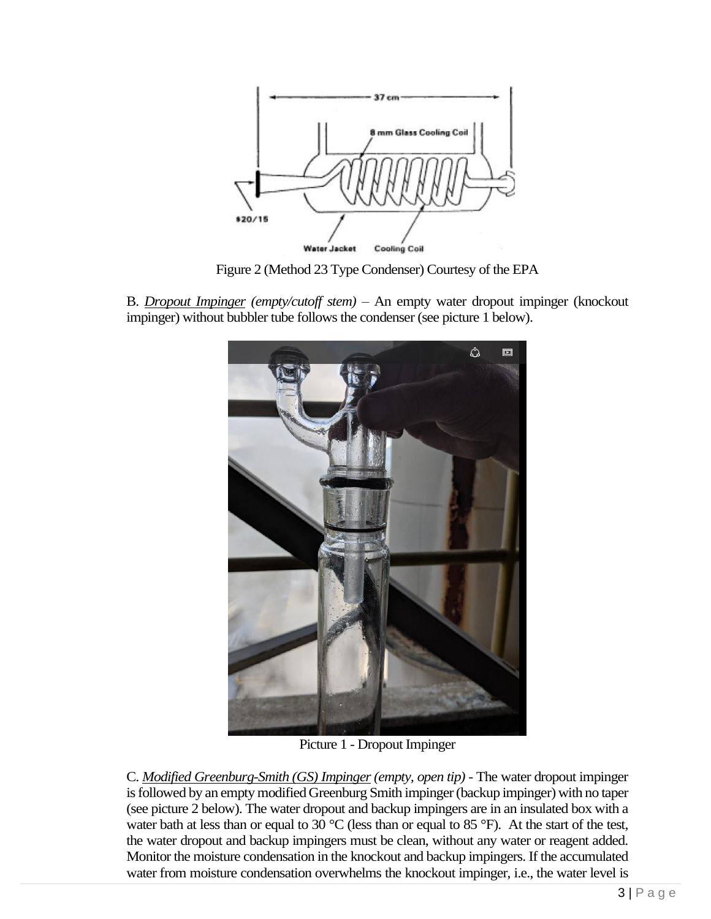Figure 2 (Method 23 Type Condenser) Courtesy of the EPA

B. *Dropout Impinger (empty/cutoff stem)* – An empty water dropout impinger (knockout impinger) without bubbler tube follows the condenser (see picture 1 below).

Picture 1 - Dropout Impinger

C. *Modified Greenburg-Smith (GS) Impinger (empty, open tip)* - The water dropout impinger is followed by an empty modified Greenburg Smith impinger (backup impinger) with no taper (see picture 2 below). The water dropout and backup impingers are in an insulated box with a water bath at less than or equal to 30 °C (less than or equal to 85 °F). At the start of the test, the water dropout and backup impingers must be clean, without any water or reagent added. Monitor the moisture condensation in the knockout and backup impingers. If the accumulated water from moisture condensation overwhelms the knockout impinger, i.e., the water level is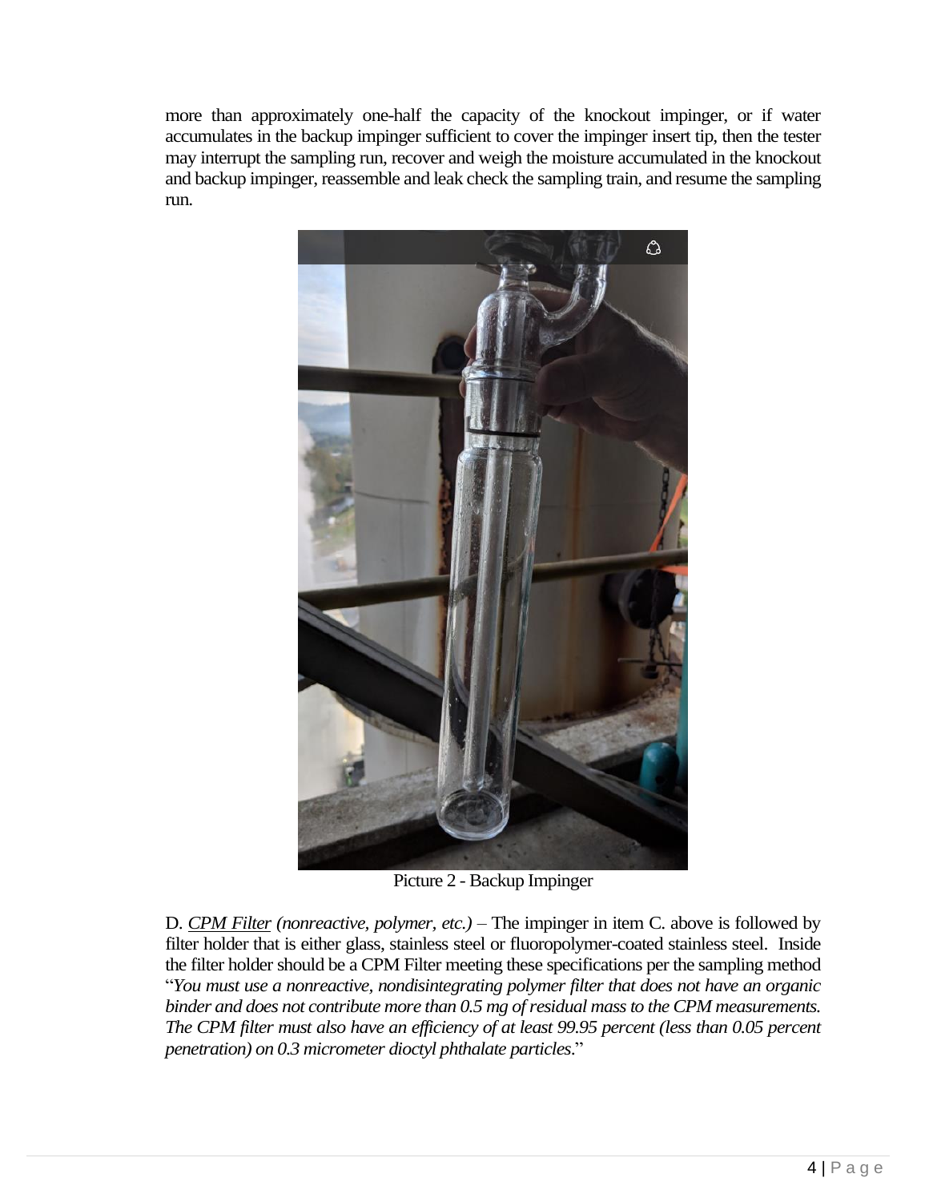more than approximately one-half the capacity of the knockout impinger, or if water accumulates in the backup impinger sufficient to cover the impinger insert tip, then the tester may interrupt the sampling run, recover and weigh the moisture accumulated in the knockout and backup impinger, reassemble and leak check the sampling train, and resume the sampling run.

Picture 2 - Backup Impinger

D. <u>CPM Filter</u> *(nonreactive, polymer, etc.)* – The impinger in item C. above is followed by filter holder that is either glass, stainless steel or fluoropolymer-coated stainless steel. Inside the filter holder should be a CPM Filter meeting these specifications per the sampling method "*You must use a nonreactive, nondisintegrating polymer filter that does not have an organic binder and does not contribute more than 0.5 mg of residual mass to the CPM measurements. The CPM filter must also have an efficiency of at least 99.95 percent (less than 0.05 percent penetration) on 0.3 micrometer dioctyl phthalate particles*."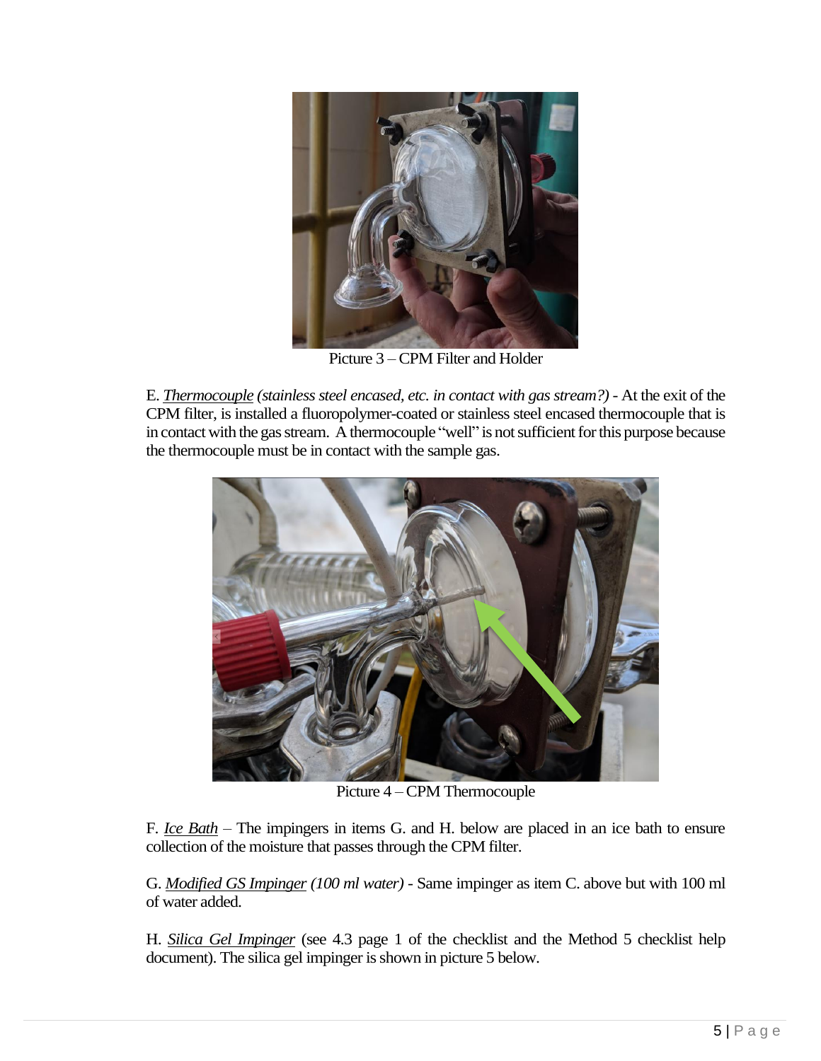Picture 3 – CPM Filter and Holder

E. ***Thermocouple** (stainless steel encased, etc. in contact with gas stream?)* - At the exit of the CPM filter, is installed a fluoropolymer-coated or stainless steel encased thermocouple that is in contact with the gas stream. A thermocouple "well" is not sufficient for this purpose because the thermocouple must be in contact with the sample gas.

Picture 4 – CPM Thermocouple

F. *Ice Bath* – The impingers in items G. and H. below are placed in an ice bath to ensure collection of the moisture that passes through the CPM filter.

G. *Modified GS Impinger (100 ml water)* - Same impinger as item C. above but with 100 ml of water added.

H. *Silica Gel Impinger* (see 4.3 page 1 of the checklist and the Method 5 checklist help document). The silica gel impinger is shown in picture 5 below.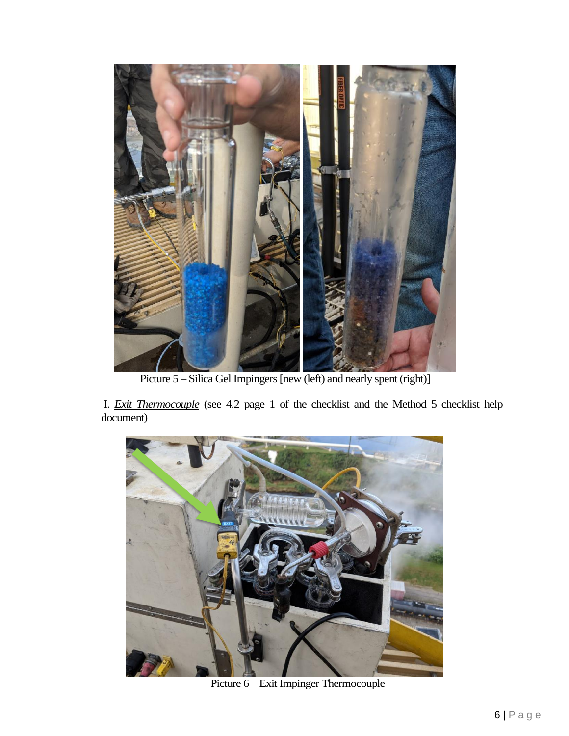Picture 5 – Silica Gel Impingers [new (left) and nearly spent (right)]

I. *Exit Thermocouple* (see 4.2 page 1 of the checklist and the Method 5 checklist help document)

Picture 6 – Exit Impinger Thermocouple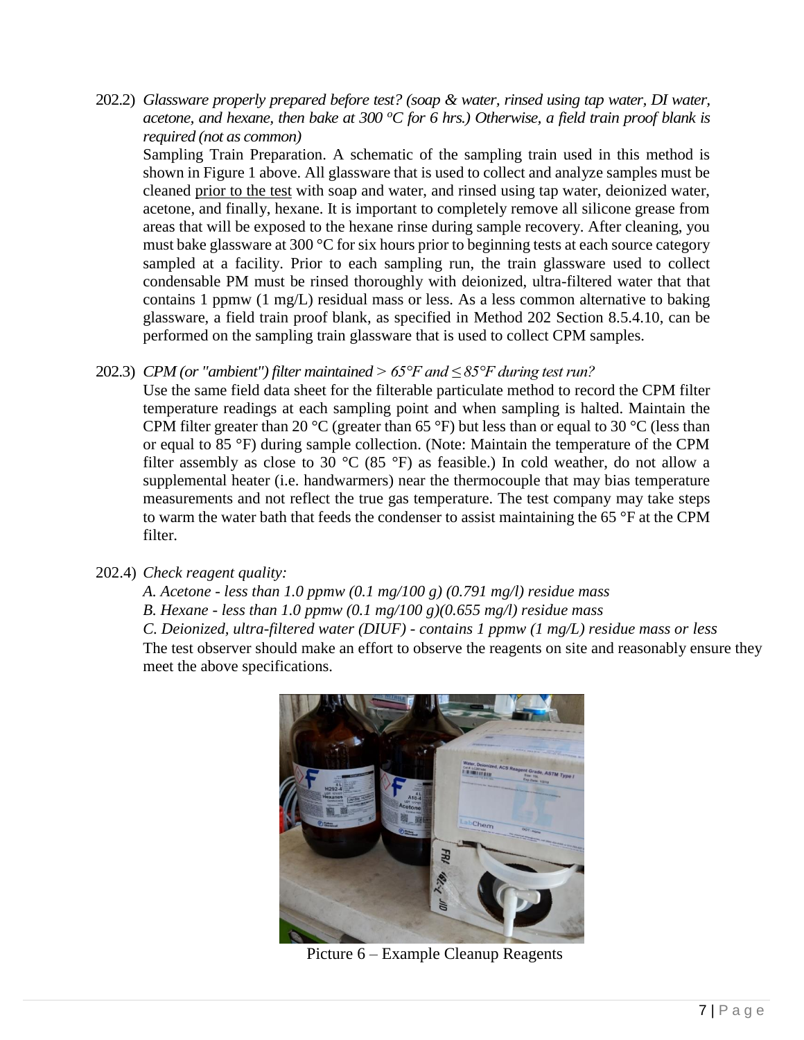202.2) *Glassware properly prepared before test? (soap & water, rinsed using tap water, DI water, acetone, and hexane, then bake at 300 ºC for 6 hrs.) Otherwise, a field train proof blank is required (not as common)*

Sampling Train Preparation. A schematic of the sampling train used in this method is shown in Figure 1 above. All glassware that is used to collect and analyze samples must be cleaned prior to the test with soap and water, and rinsed using tap water, deionized water, acetone, and finally, hexane. It is important to completely remove all silicone grease from areas that will be exposed to the hexane rinse during sample recovery. After cleaning, you must bake glassware at 300 °C for six hours prior to beginning tests at each source category sampled at a facility. Prior to each sampling run, the train glassware used to collect condensable PM must be rinsed thoroughly with deionized, ultra-filtered water that that contains 1 ppmw (1 mg/L) residual mass or less. As a less common alternative to baking glassware, a field train proof blank, as specified in Method 202 Section 8.5.4.10, can be performed on the sampling train glassware that is used to collect CPM samples.

202.3) *CPM (or "ambient") filter maintained > 65°F and ≤ 85°F during test run?*

Use the same field data sheet for the filterable particulate method to record the CPM filter temperature readings at each sampling point and when sampling is halted. Maintain the CPM filter greater than 20 °C (greater than 65 °F) but less than or equal to 30 °C (less than or equal to 85 °F) during sample collection. (Note: Maintain the temperature of the CPM filter assembly as close to 30 °C (85 °F) as feasible.) In cold weather, do not allow a supplemental heater (i.e. handwarmers) near the thermocouple that may bias temperature measurements and not reflect the true gas temperature. The test company may take steps to warm the water bath that feeds the condenser to assist maintaining the 65 °F at the CPM filter.

202.4) *Check reagent quality:*

*A. Acetone - less than 1.0 ppmw (0.1 mg/100 g) (0.791 mg/l) residue mass*

*B. Hexane - less than 1.0 ppmw (0.1 mg/100 g)(0.655 mg/l) residue mass*

*C. Deionized, ultra-filtered water (DIUF) - contains 1 ppmw (1 mg/L) residue mass or less*

The test observer should make an effort to observe the reagents on site and reasonably ensure they meet the above specifications.

Picture 6 – Example Cleanup Reagents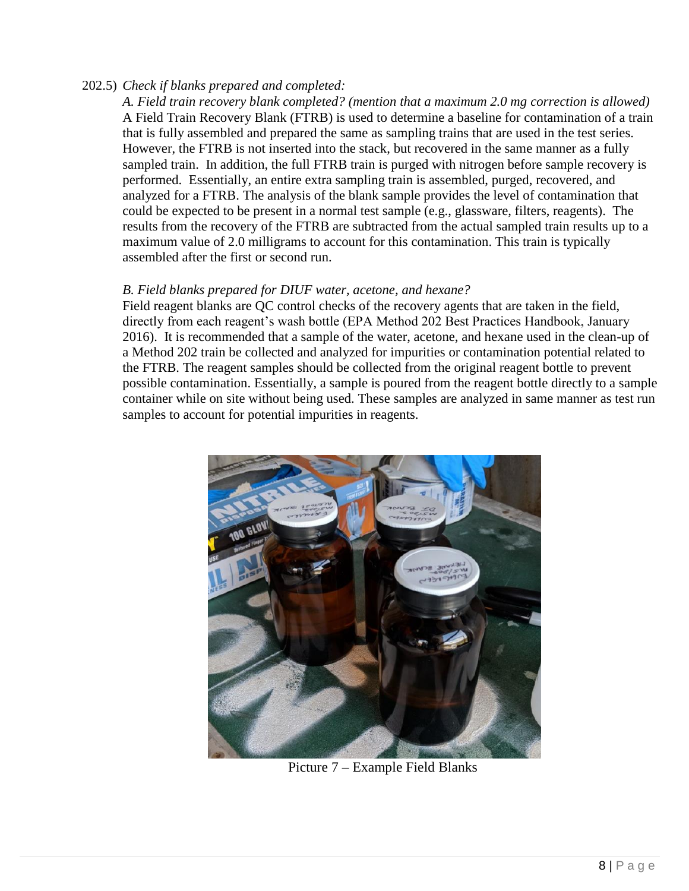202.5) *Check if blanks prepared and completed:*

*A. Field train recovery blank completed? (mention that a maximum 2.0 mg correction is allowed)*

A Field Train Recovery Blank (FTRB) is used to determine a baseline for contamination of a train that is fully assembled and prepared the same as sampling trains that are used in the test series. However, the FTRB is not inserted into the stack, but recovered in the same manner as a fully sampled train. In addition, the full FTRB train is purged with nitrogen before sample recovery is performed. Essentially, an entire extra sampling train is assembled, purged, recovered, and analyzed for a FTRB. The analysis of the blank sample provides the level of contamination that could be expected to be present in a normal test sample (e.g., glassware, filters, reagents). The results from the recovery of the FTRB are subtracted from the actual sampled train results up to a maximum value of 2.0 milligrams to account for this contamination. This train is typically assembled after the first or second run.

*B. Field blanks prepared for DIUF water, acetone, and hexane?*

Field reagent blanks are QC control checks of the recovery agents that are taken in the field, directly from each reagent's wash bottle (EPA Method 202 Best Practices Handbook, January 2016). It is recommended that a sample of the water, acetone, and hexane used in the clean-up of a Method 202 train be collected and analyzed for impurities or contamination potential related to the FTRB. The reagent samples should be collected from the original reagent bottle to prevent possible contamination. Essentially, a sample is poured from the reagent bottle directly to a sample container while on site without being used. These samples are analyzed in same manner as test run samples to account for potential impurities in reagents.

Picture 7 – Example Field Blanks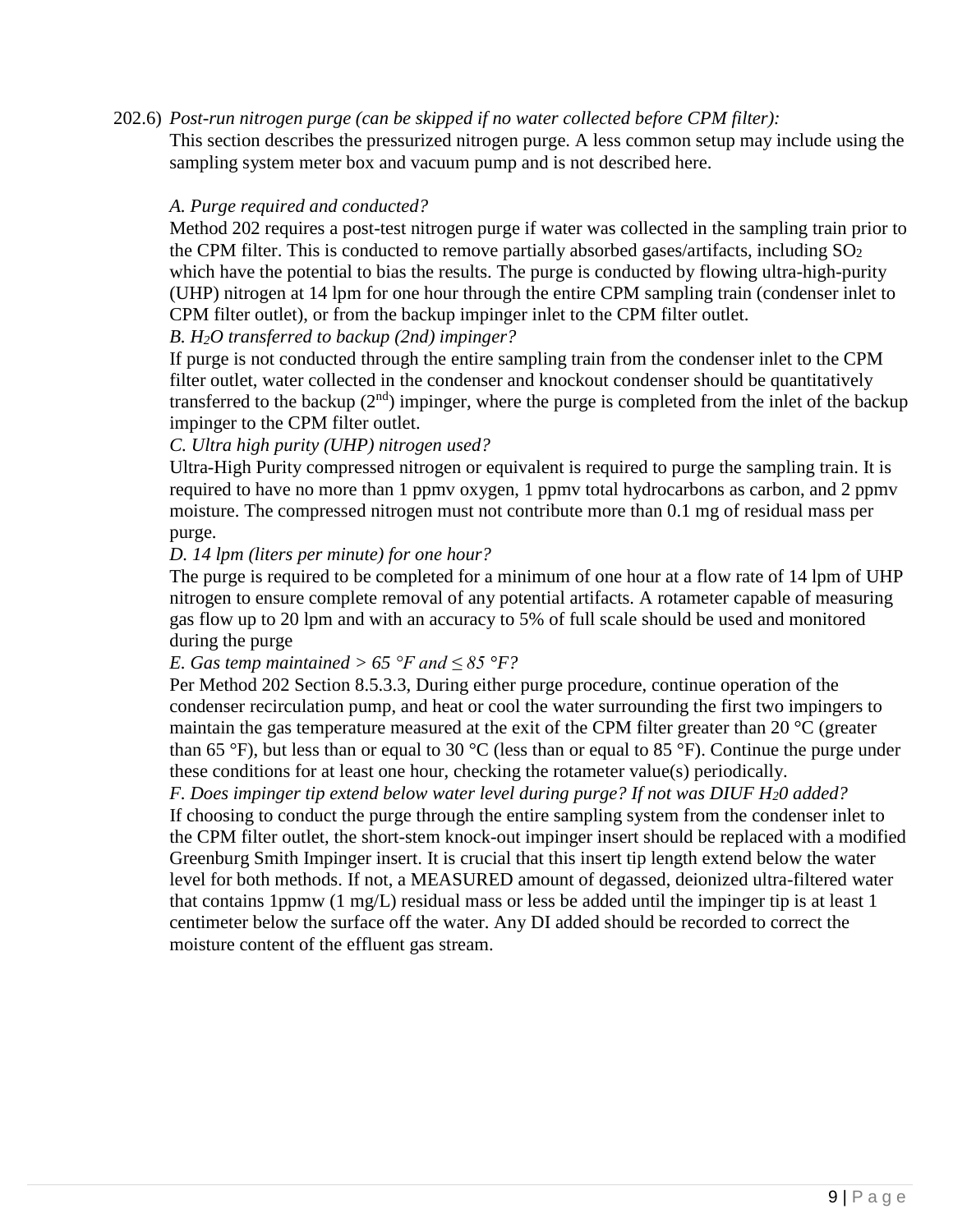202.6) *Post-run nitrogen purge (can be skipped if no water collected before CPM filter):*

This section describes the pressurized nitrogen purge. A less common setup may include using the sampling system meter box and vacuum pump and is not described here.

*A. Purge required and conducted?*

Method 202 requires a post-test nitrogen purge if water was collected in the sampling train prior to the CPM filter. This is conducted to remove partially absorbed gases/artifacts, including $SO_2$ which have the potential to bias the results. The purge is conducted by flowing ultra-high-purity (UHP) nitrogen at 14 lpm for one hour through the entire CPM sampling train (condenser inlet to CPM filter outlet), or from the backup impinger inlet to the CPM filter outlet.

*B. $H_2O$ transferred to backup (2nd) impinger?*

If purge is not conducted through the entire sampling train from the condenser inlet to the CPM filter outlet, water collected in the condenser and knockout condenser should be quantitatively transferred to the backup (2nd) impinger, where the purge is completed from the inlet of the backup impinger to the CPM filter outlet.

*C. Ultra high purity (UHP) nitrogen used?*

Ultra-High Purity compressed nitrogen or equivalent is required to purge the sampling train. It is required to have no more than 1 ppmv oxygen, 1 ppmv total hydrocarbons as carbon, and 2 ppmv moisture. The compressed nitrogen must not contribute more than 0.1 mg of residual mass per purge.

*D. 14 lpm (liters per minute) for one hour?*

The purge is required to be completed for a minimum of one hour at a flow rate of 14 lpm of UHP nitrogen to ensure complete removal of any potential artifacts. A rotameter capable of measuring gas flow up to 20 lpm and with an accuracy to 5% of full scale should be used and monitored during the purge

*E. Gas temp maintained > 65 °F and ≤ 85 °F?*

Per Method 202 Section 8.5.3.3, During either purge procedure, continue operation of the condenser recirculation pump, and heat or cool the water surrounding the first two impingers to maintain the gas temperature measured at the exit of the CPM filter greater than 20 °C (greater than 65 °F), but less than or equal to 30 °C (less than or equal to 85 °F). Continue the purge under these conditions for at least one hour, checking the rotameter value(s) periodically.

*F. Does impinger tip extend below water level during purge? If not was DIUF $H_20$ added?*

If choosing to conduct the purge through the entire sampling system from the condenser inlet to the CPM filter outlet, the short-stem knock-out impinger insert should be replaced with a modified Greenburg Smith Impinger insert. It is crucial that this insert tip length extend below the water level for both methods. If not, a MEASURED amount of degassed, deionized ultra-filtered water that contains 1ppmw (1 mg/L) residual mass or less be added until the impinger tip is at least 1 centimeter below the surface off the water. Any DI added should be recorded to correct the moisture content of the effluent gas stream.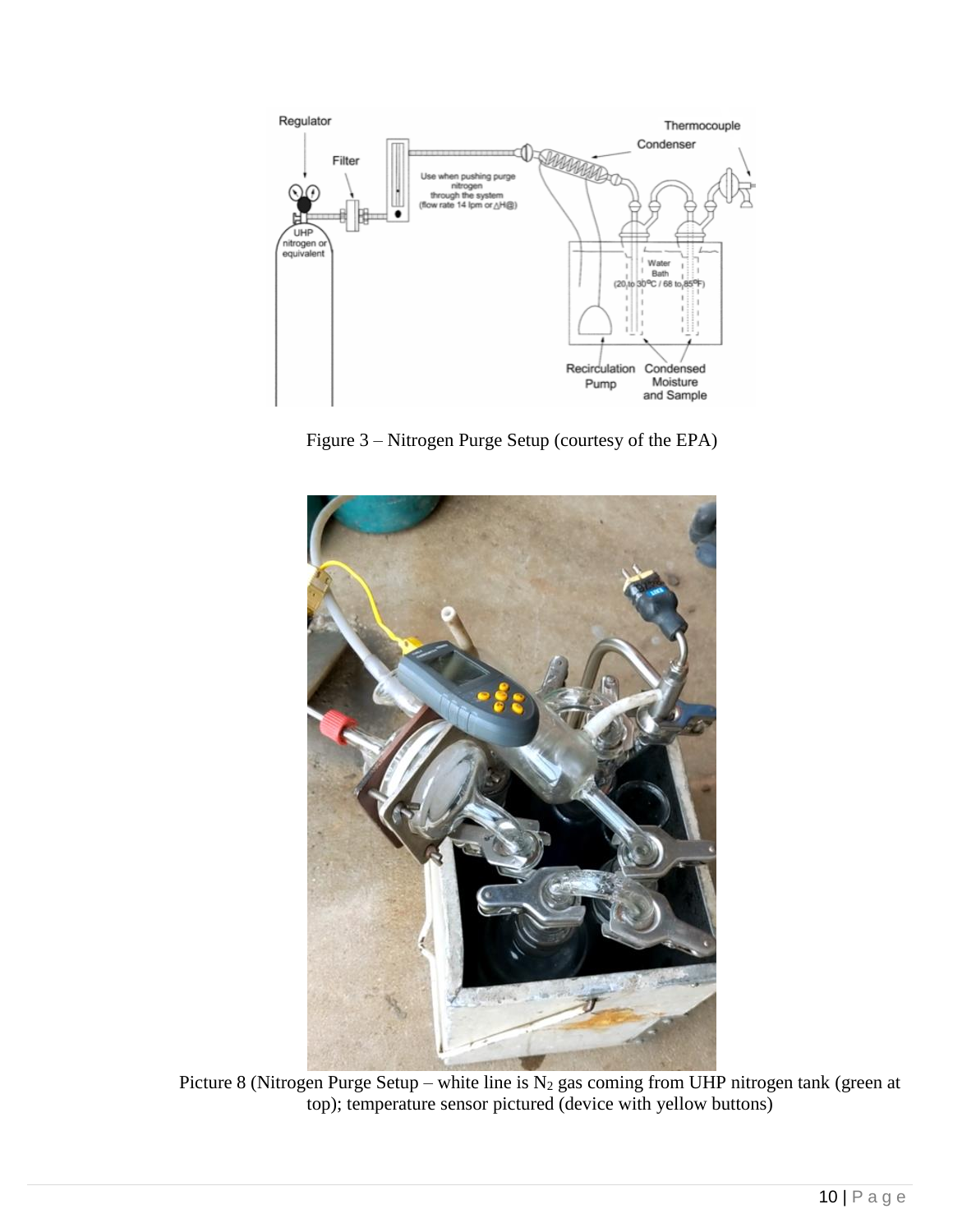Figure 3 – Nitrogen Purge Setup (courtesy of the EPA)

Picture 8 (Nitrogen Purge Setup – white line is $N_2$ gas coming from UHP nitrogen tank (green at top); temperature sensor pictured (device with yellow buttons)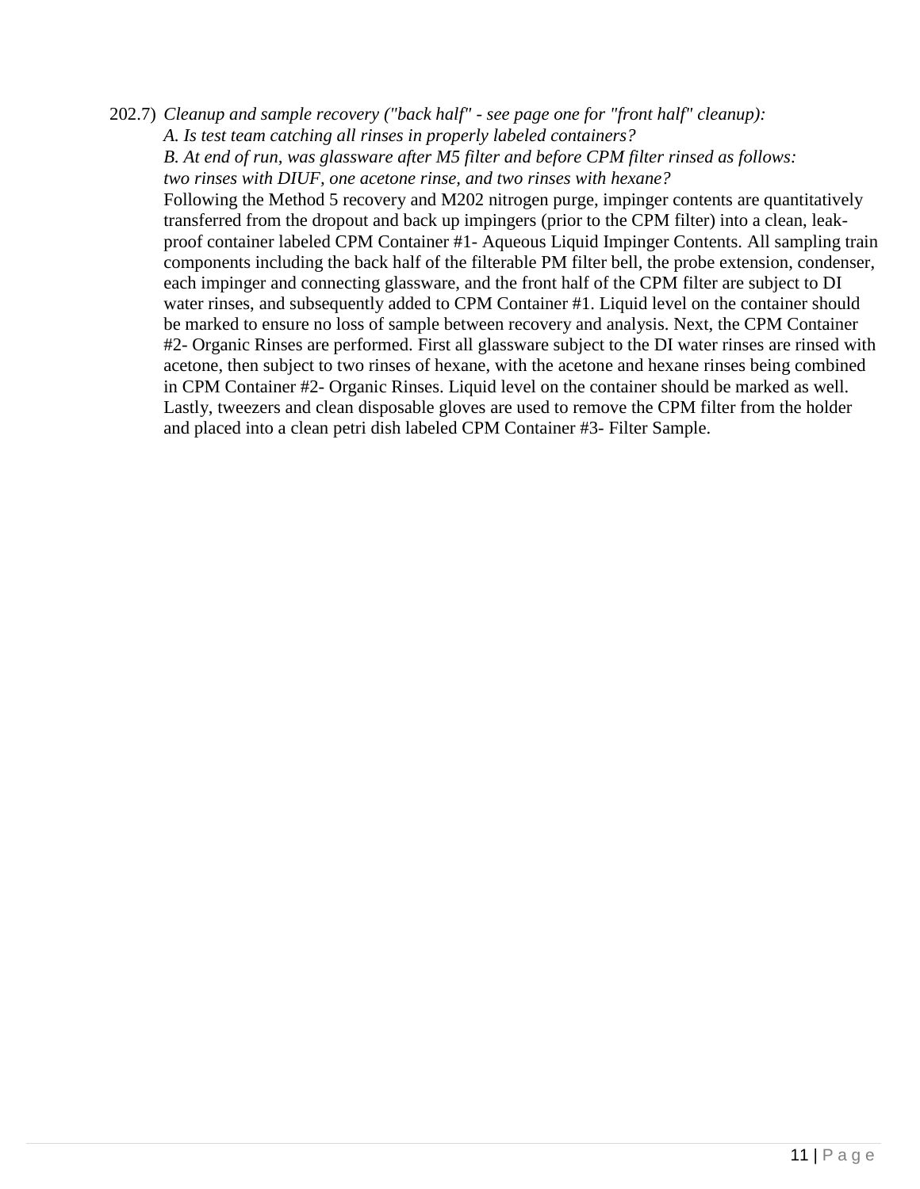202.7) *Cleanup and sample recovery ("back half" - see page one for "front half" cleanup):*

*A. Is test team catching all rinses in properly labeled containers?*

*B. At end of run, was glassware after M5 filter and before CPM filter rinsed as follows: two rinses with DIUF, one acetone rinse, and two rinses with hexane?*

Following the Method 5 recovery and M202 nitrogen purge, impinger contents are quantitatively transferred from the dropout and back up impingers (prior to the CPM filter) into a clean, leak-proof container labeled CPM Container #1- Aqueous Liquid Impinger Contents. All sampling train components including the back half of the filterable PM filter bell, the probe extension, condenser, each impinger and connecting glassware, and the front half of the CPM filter are subject to DI water rinses, and subsequently added to CPM Container #1. Liquid level on the container should be marked to ensure no loss of sample between recovery and analysis. Next, the CPM Container #2- Organic Rinses are performed. First all glassware subject to the DI water rinses are rinsed with acetone, then subject to two rinses of hexane, with the acetone and hexane rinses being combined in CPM Container #2- Organic Rinses. Liquid level on the container should be marked as well. Lastly, tweezers and clean disposable gloves are used to remove the CPM filter from the holder and placed into a clean petri dish labeled CPM Container #3- Filter Sample.